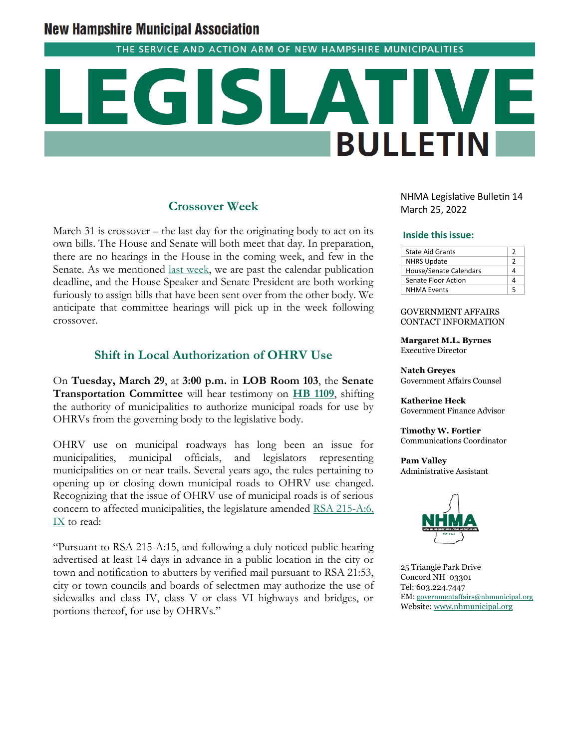# New Hampshire Municipal Association

THE SERVICE AND ACTION ARM OF NEW HAMPSHIRE MUNICIPALITIES

# LEGISLATIVE BULLETIN

NHMA Legislative Bulletin 14
March 25, 2022

**Inside this issue:**

| | |
|---|---|
| State Aid Grants | 2 |
| NHRS Update | 2 |
| House/Senate Calendars | 4 |
| Senate Floor Action | 4 |
| NHMA Events | 5 |

GOVERNMENT AFFAIRS CONTACT INFORMATION

**Margaret M.L. Byrnes**
Executive Director

**Natch Greyes**
Government Affairs Counsel

**Katherine Heck**
Government Finance Advisor

**Timothy W. Fortier**
Communications Coordinator

**Pam Valley**
Administrative Assistant

25 Triangle Park Drive
Concord NH 03301
Tel: 603.224.7447
EM: governmentaffairs@nhmunicipal.org
Website: www.nhmunicipal.org

## Crossover Week

March 31 is crossover – the last day for the originating body to act on its own bills. The House and Senate will both meet that day. In preparation, there are no hearings in the House in the coming week, and few in the Senate. As we mentioned last week, we are past the calendar publication deadline, and the House Speaker and Senate President are both working furiously to assign bills that have been sent over from the other body. We anticipate that committee hearings will pick up in the week following crossover.

## Shift in Local Authorization of OHRV Use

On **Tuesday, March 29**, at **3:00 p.m.** in **LOB Room 103**, the **Senate Transportation Committee** will hear testimony on **HB 1109**, shifting the authority of municipalities to authorize municipal roads for use by OHRVs from the governing body to the legislative body.

OHRV use on municipal roadways has long been an issue for municipalities, municipal officials, and legislators representing municipalities on or near trails. Several years ago, the rules pertaining to opening up or closing down municipal roads to OHRV use changed. Recognizing that the issue of OHRV use of municipal roads is of serious concern to affected municipalities, the legislature amended RSA 215-A:6, IX to read:

"Pursuant to RSA 215-A:15, and following a duly noticed public hearing advertised at least 14 days in advance in a public location in the city or town and notification to abutters by verified mail pursuant to RSA 21:53, city or town councils and boards of selectmen may authorize the use of sidewalks and class IV, class V or class VI highways and bridges, or portions thereof, for use by OHRVs."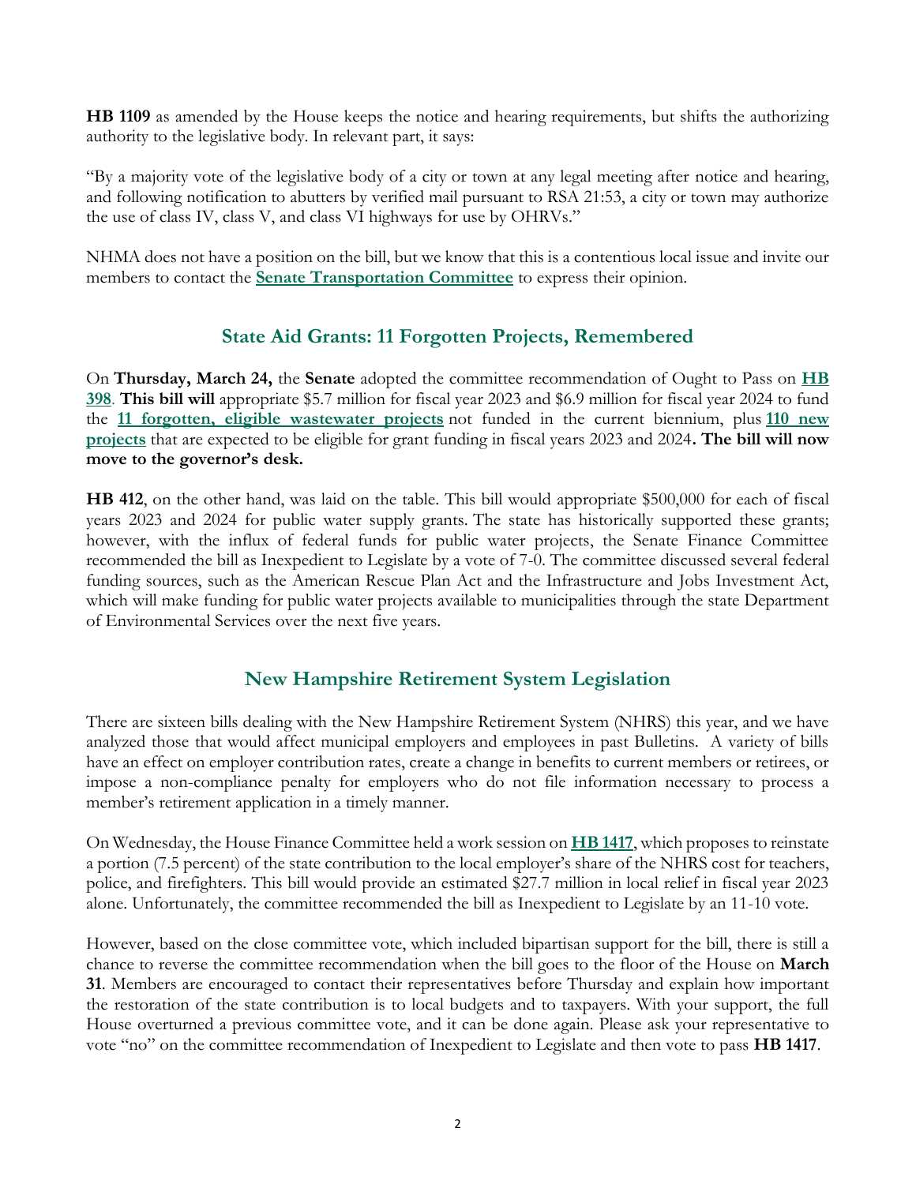**HB 1109** as amended by the House keeps the notice and hearing requirements, but shifts the authorizing authority to the legislative body. In relevant part, it says:

"By a majority vote of the legislative body of a city or town at any legal meeting after notice and hearing, and following notification to abutters by verified mail pursuant to RSA 21:53, a city or town may authorize the use of class IV, class V, and class VI highways for use by OHRVs."

NHMA does not have a position on the bill, but we know that this is a contentious local issue and invite our members to contact the **Senate Transportation Committee** to express their opinion.

## State Aid Grants: 11 Forgotten Projects, Remembered

On **Thursday, March 24,** the **Senate** adopted the committee recommendation of Ought to Pass on **HB 398**. **This bill will** appropriate $5.7 million for fiscal year 2023 and $6.9 million for fiscal year 2024 to fund the **11 forgotten, eligible wastewater projects** not funded in the current biennium, plus **110 new projects** that are expected to be eligible for grant funding in fiscal years 2023 and 2024**. The bill will now move to the governor's desk.**

**HB 412**, on the other hand, was laid on the table. This bill would appropriate $500,000 for each of fiscal years 2023 and 2024 for public water supply grants. The state has historically supported these grants; however, with the influx of federal funds for public water projects, the Senate Finance Committee recommended the bill as Inexpedient to Legislate by a vote of 7-0. The committee discussed several federal funding sources, such as the American Rescue Plan Act and the Infrastructure and Jobs Investment Act, which will make funding for public water projects available to municipalities through the state Department of Environmental Services over the next five years.

## New Hampshire Retirement System Legislation

There are sixteen bills dealing with the New Hampshire Retirement System (NHRS) this year, and we have analyzed those that would affect municipal employers and employees in past Bulletins. A variety of bills have an effect on employer contribution rates, create a change in benefits to current members or retirees, or impose a non-compliance penalty for employers who do not file information necessary to process a member's retirement application in a timely manner.

On Wednesday, the House Finance Committee held a work session on **HB 1417**, which proposes to reinstate a portion (7.5 percent) of the state contribution to the local employer's share of the NHRS cost for teachers, police, and firefighters. This bill would provide an estimated $27.7 million in local relief in fiscal year 2023 alone. Unfortunately, the committee recommended the bill as Inexpedient to Legislate by an 11-10 vote.

However, based on the close committee vote, which included bipartisan support for the bill, there is still a chance to reverse the committee recommendation when the bill goes to the floor of the House on **March 31**. Members are encouraged to contact their representatives before Thursday and explain how important the restoration of the state contribution is to local budgets and to taxpayers. With your support, the full House overturned a previous committee vote, and it can be done again. Please ask your representative to vote "no" on the committee recommendation of Inexpedient to Legislate and then vote to pass **HB 1417**.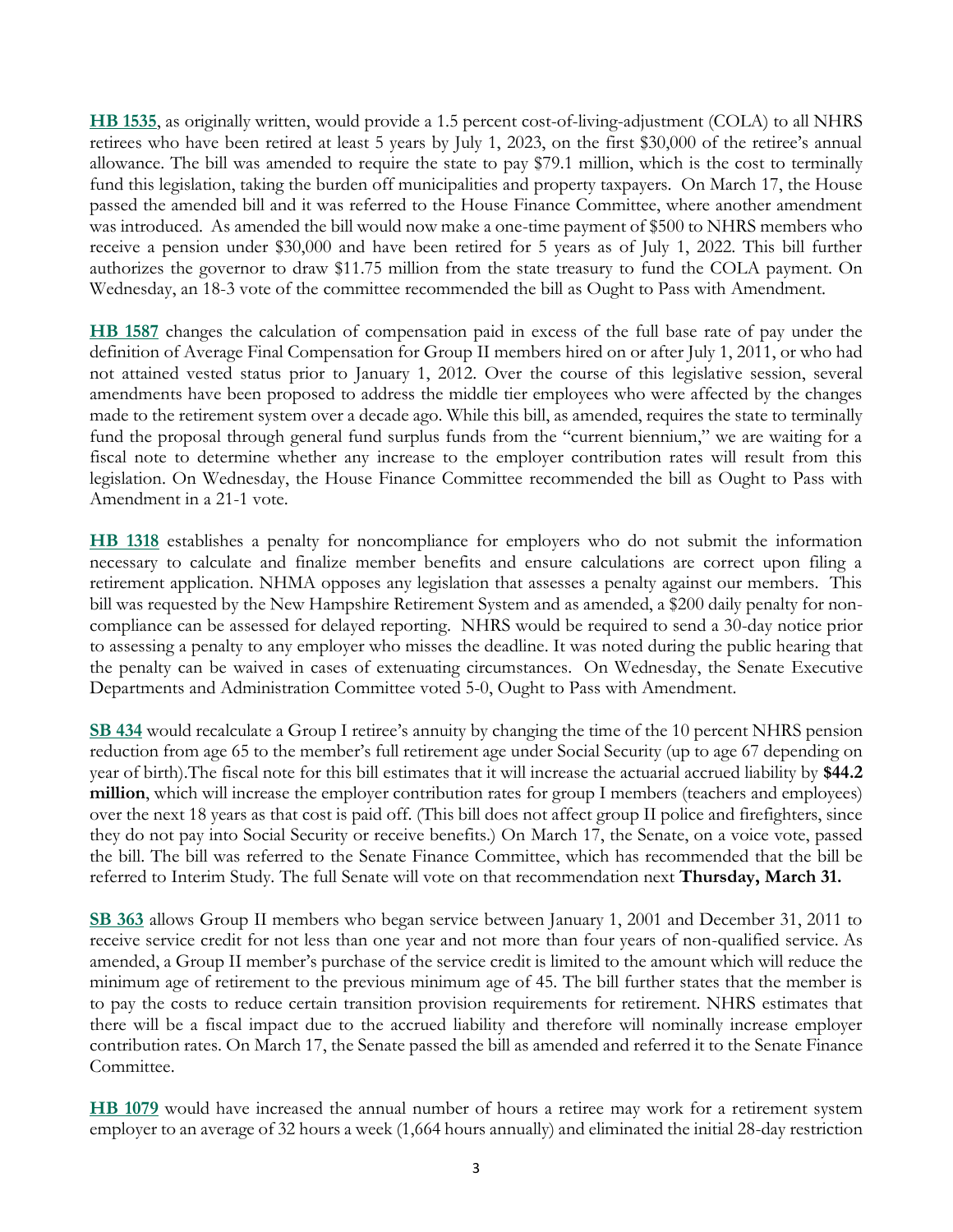**HB 1535**, as originally written, would provide a 1.5 percent cost-of-living-adjustment (COLA) to all NHRS retirees who have been retired at least 5 years by July 1, 2023, on the first $30,000 of the retiree's annual allowance. The bill was amended to require the state to pay $79.1 million, which is the cost to terminally fund this legislation, taking the burden off municipalities and property taxpayers. On March 17, the House passed the amended bill and it was referred to the House Finance Committee, where another amendment was introduced. As amended the bill would now make a one-time payment of $500 to NHRS members who receive a pension under $30,000 and have been retired for 5 years as of July 1, 2022. This bill further authorizes the governor to draw $11.75 million from the state treasury to fund the COLA payment. On Wednesday, an 18-3 vote of the committee recommended the bill as Ought to Pass with Amendment.

**HB 1587** changes the calculation of compensation paid in excess of the full base rate of pay under the definition of Average Final Compensation for Group II members hired on or after July 1, 2011, or who had not attained vested status prior to January 1, 2012. Over the course of this legislative session, several amendments have been proposed to address the middle tier employees who were affected by the changes made to the retirement system over a decade ago. While this bill, as amended, requires the state to terminally fund the proposal through general fund surplus funds from the "current biennium," we are waiting for a fiscal note to determine whether any increase to the employer contribution rates will result from this legislation. On Wednesday, the House Finance Committee recommended the bill as Ought to Pass with Amendment in a 21-1 vote.

**HB 1318** establishes a penalty for noncompliance for employers who do not submit the information necessary to calculate and finalize member benefits and ensure calculations are correct upon filing a retirement application. NHMA opposes any legislation that assesses a penalty against our members. This bill was requested by the New Hampshire Retirement System and as amended, a $200 daily penalty for non-compliance can be assessed for delayed reporting. NHRS would be required to send a 30-day notice prior to assessing a penalty to any employer who misses the deadline. It was noted during the public hearing that the penalty can be waived in cases of extenuating circumstances. On Wednesday, the Senate Executive Departments and Administration Committee voted 5-0, Ought to Pass with Amendment.

**SB 434** would recalculate a Group I retiree's annuity by changing the time of the 10 percent NHRS pension reduction from age 65 to the member's full retirement age under Social Security (up to age 67 depending on year of birth).The fiscal note for this bill estimates that it will increase the actuarial accrued liability by **$44.2 million**, which will increase the employer contribution rates for group I members (teachers and employees) over the next 18 years as that cost is paid off. (This bill does not affect group II police and firefighters, since they do not pay into Social Security or receive benefits.) On March 17, the Senate, on a voice vote, passed the bill. The bill was referred to the Senate Finance Committee, which has recommended that the bill be referred to Interim Study. The full Senate will vote on that recommendation next **Thursday, March 31.**

**SB 363** allows Group II members who began service between January 1, 2001 and December 31, 2011 to receive service credit for not less than one year and not more than four years of non-qualified service. As amended, a Group II member's purchase of the service credit is limited to the amount which will reduce the minimum age of retirement to the previous minimum age of 45. The bill further states that the member is to pay the costs to reduce certain transition provision requirements for retirement. NHRS estimates that there will be a fiscal impact due to the accrued liability and therefore will nominally increase employer contribution rates. On March 17, the Senate passed the bill as amended and referred it to the Senate Finance Committee.

**HB 1079** would have increased the annual number of hours a retiree may work for a retirement system employer to an average of 32 hours a week (1,664 hours annually) and eliminated the initial 28-day restriction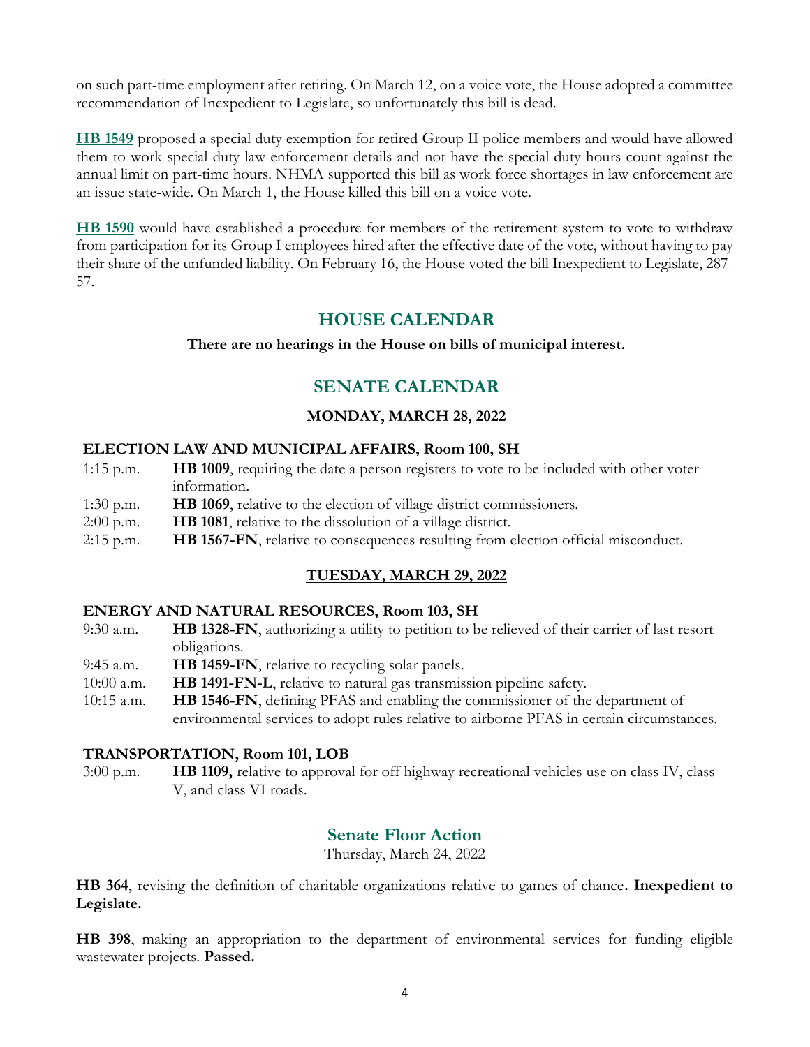on such part-time employment after retiring. On March 12, on a voice vote, the House adopted a committee recommendation of Inexpedient to Legislate, so unfortunately this bill is dead.

**HB 1549** proposed a special duty exemption for retired Group II police members and would have allowed them to work special duty law enforcement details and not have the special duty hours count against the annual limit on part-time hours. NHMA supported this bill as work force shortages in law enforcement are an issue state-wide. On March 1, the House killed this bill on a voice vote.

**HB 1590** would have established a procedure for members of the retirement system to vote to withdraw from participation for its Group I employees hired after the effective date of the vote, without having to pay their share of the unfunded liability. On February 16, the House voted the bill Inexpedient to Legislate, 287-57.

## HOUSE CALENDAR

**There are no hearings in the House on bills of municipal interest.**

## SENATE CALENDAR

### MONDAY, MARCH 28, 2022

**ELECTION LAW AND MUNICIPAL AFFAIRS, Room 100, SH**

| | |
|---|---|
| 1:15 p.m. | **HB 1009**, requiring the date a person registers to vote to be included with other voter information. |
| 1:30 p.m. | **HB 1069**, relative to the election of village district commissioners. |
| 2:00 p.m. | **HB 1081**, relative to the dissolution of a village district. |
| 2:15 p.m. | **HB 1567-FN**, relative to consequences resulting from election official misconduct. |

### TUESDAY, MARCH 29, 2022

**ENERGY AND NATURAL RESOURCES, Room 103, SH**

| | |
|---|---|
| 9:30 a.m. | **HB 1328-FN**, authorizing a utility to petition to be relieved of their carrier of last resort obligations. |
| 9:45 a.m. | **HB 1459-FN**, relative to recycling solar panels. |
| 10:00 a.m. | **HB 1491-FN-L**, relative to natural gas transmission pipeline safety. |
| 10:15 a.m. | **HB 1546-FN**, defining PFAS and enabling the commissioner of the department of environmental services to adopt rules relative to airborne PFAS in certain circumstances. |

**TRANSPORTATION, Room 101, LOB**

| | |
|---|---|
| 3:00 p.m. | **HB 1109,** relative to approval for off highway recreational vehicles use on class IV, class V, and class VI roads. |

## Senate Floor Action

Thursday, March 24, 2022

**HB 364**, revising the definition of charitable organizations relative to games of chance**. Inexpedient to Legislate.**

**HB 398**, making an appropriation to the department of environmental services for funding eligible wastewater projects. **Passed.**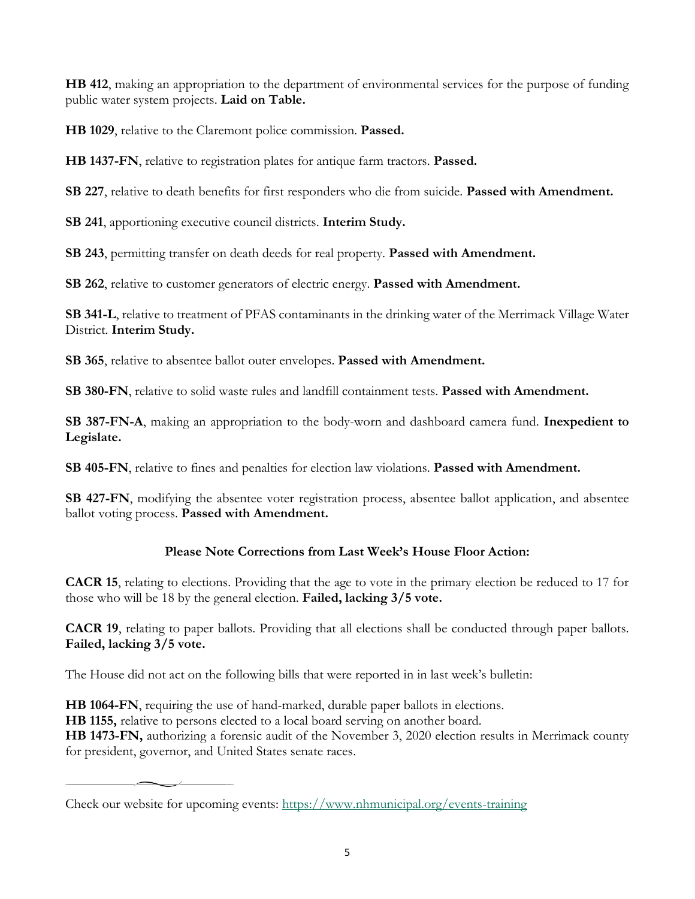**HB 412**, making an appropriation to the department of environmental services for the purpose of funding public water system projects. **Laid on Table.**

**HB 1029**, relative to the Claremont police commission. **Passed.**

**HB 1437-FN**, relative to registration plates for antique farm tractors. **Passed.**

**SB 227**, relative to death benefits for first responders who die from suicide. **Passed with Amendment.**

**SB 241**, apportioning executive council districts. **Interim Study.**

**SB 243**, permitting transfer on death deeds for real property. **Passed with Amendment.**

**SB 262**, relative to customer generators of electric energy. **Passed with Amendment.**

**SB 341-L**, relative to treatment of PFAS contaminants in the drinking water of the Merrimack Village Water District. **Interim Study.**

**SB 365**, relative to absentee ballot outer envelopes. **Passed with Amendment.**

**SB 380-FN**, relative to solid waste rules and landfill containment tests. **Passed with Amendment.**

**SB 387-FN-A**, making an appropriation to the body-worn and dashboard camera fund. **Inexpedient to Legislate.**

**SB 405-FN**, relative to fines and penalties for election law violations. **Passed with Amendment.**

**SB 427-FN**, modifying the absentee voter registration process, absentee ballot application, and absentee ballot voting process. **Passed with Amendment.**

### Please Note Corrections from Last Week's House Floor Action:

**CACR 15**, relating to elections. Providing that the age to vote in the primary election be reduced to 17 for those who will be 18 by the general election. **Failed, lacking 3/5 vote.**

**CACR 19**, relating to paper ballots. Providing that all elections shall be conducted through paper ballots. **Failed, lacking 3/5 vote.**

The House did not act on the following bills that were reported in in last week's bulletin:

**HB 1064-FN**, requiring the use of hand-marked, durable paper ballots in elections.
**HB 1155,** relative to persons elected to a local board serving on another board.
**HB 1473-FN,** authorizing a forensic audit of the November 3, 2020 election results in Merrimack county for president, governor, and United States senate races.

---

Check our website for upcoming events: https://www.nhmunicipal.org/events-training